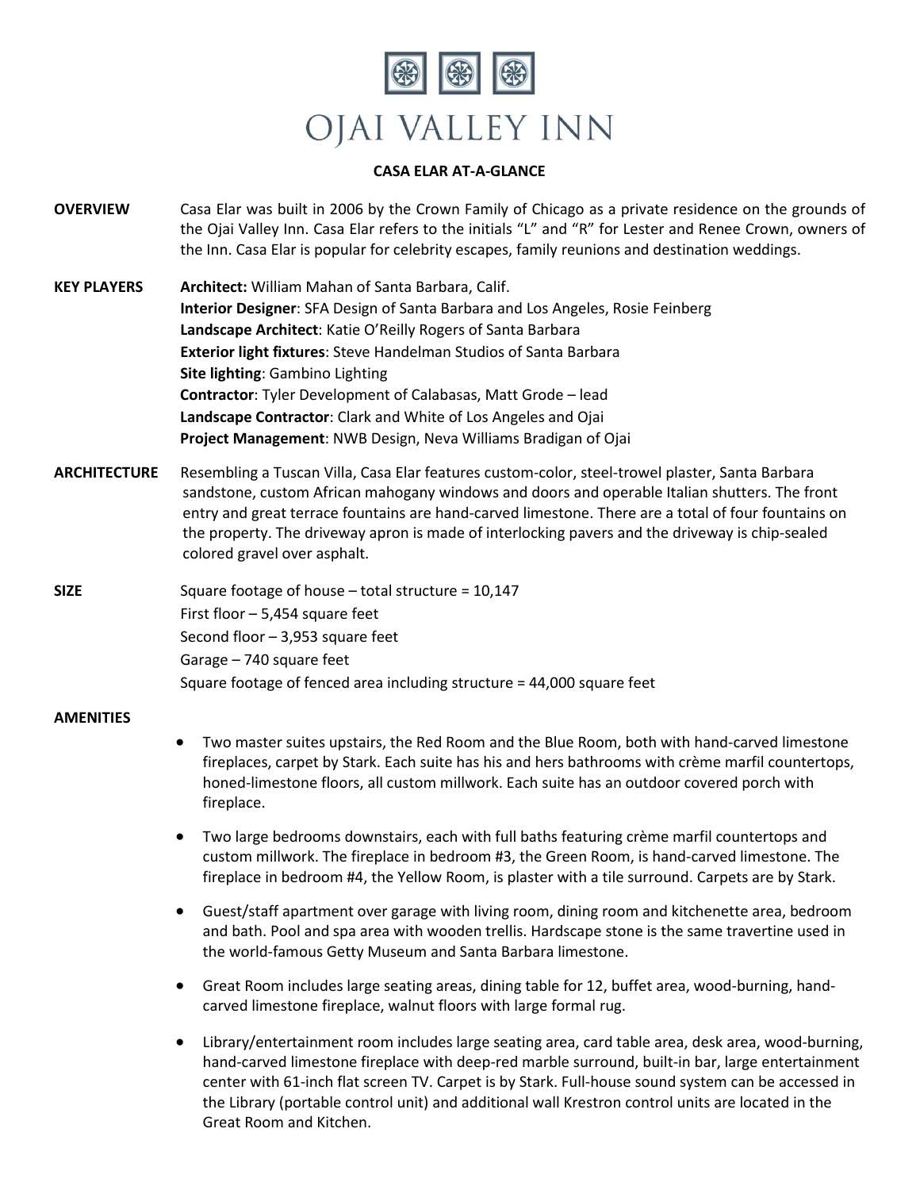# OJAI VALLEY INN

## CASA ELAR AT-A-GLANCE

**OVERVIEW**

Casa Elar was built in 2006 by the Crown Family of Chicago as a private residence on the grounds of the Ojai Valley Inn. Casa Elar refers to the initials "L" and "R" for Lester and Renee Crown, owners of the Inn. Casa Elar is popular for celebrity escapes, family reunions and destination weddings.

**KEY PLAYERS**

**Architect:** William Mahan of Santa Barbara, Calif.
**Interior Designer**: SFA Design of Santa Barbara and Los Angeles, Rosie Feinberg
**Landscape Architect**: Katie O'Reilly Rogers of Santa Barbara
**Exterior light fixtures**: Steve Handelman Studios of Santa Barbara
**Site lighting**: Gambino Lighting
**Contractor**: Tyler Development of Calabasas, Matt Grode – lead
**Landscape Contractor**: Clark and White of Los Angeles and Ojai
**Project Management**: NWB Design, Neva Williams Bradigan of Ojai

**ARCHITECTURE**

Resembling a Tuscan Villa, Casa Elar features custom-color, steel-trowel plaster, Santa Barbara sandstone, custom African mahogany windows and doors and operable Italian shutters. The front entry and great terrace fountains are hand-carved limestone. There are a total of four fountains on the property. The driveway apron is made of interlocking pavers and the driveway is chip-sealed colored gravel over asphalt.

**SIZE**

Square footage of house – total structure = 10,147
First floor – 5,454 square feet
Second floor – 3,953 square feet
Garage – 740 square feet
Square footage of fenced area including structure = 44,000 square feet

**AMENITIES**

- Two master suites upstairs, the Red Room and the Blue Room, both with hand-carved limestone fireplaces, carpet by Stark. Each suite has his and hers bathrooms with crème marfil countertops, honed-limestone floors, all custom millwork. Each suite has an outdoor covered porch with fireplace.
- Two large bedrooms downstairs, each with full baths featuring crème marfil countertops and custom millwork. The fireplace in bedroom #3, the Green Room, is hand-carved limestone. The fireplace in bedroom #4, the Yellow Room, is plaster with a tile surround. Carpets are by Stark.
- Guest/staff apartment over garage with living room, dining room and kitchenette area, bedroom and bath. Pool and spa area with wooden trellis. Hardscape stone is the same travertine used in the world-famous Getty Museum and Santa Barbara limestone.
- Great Room includes large seating areas, dining table for 12, buffet area, wood-burning, hand-carved limestone fireplace, walnut floors with large formal rug.
- Library/entertainment room includes large seating area, card table area, desk area, wood-burning, hand-carved limestone fireplace with deep-red marble surround, built-in bar, large entertainment center with 61-inch flat screen TV. Carpet is by Stark. Full-house sound system can be accessed in the Library (portable control unit) and additional wall Krestron control units are located in the Great Room and Kitchen.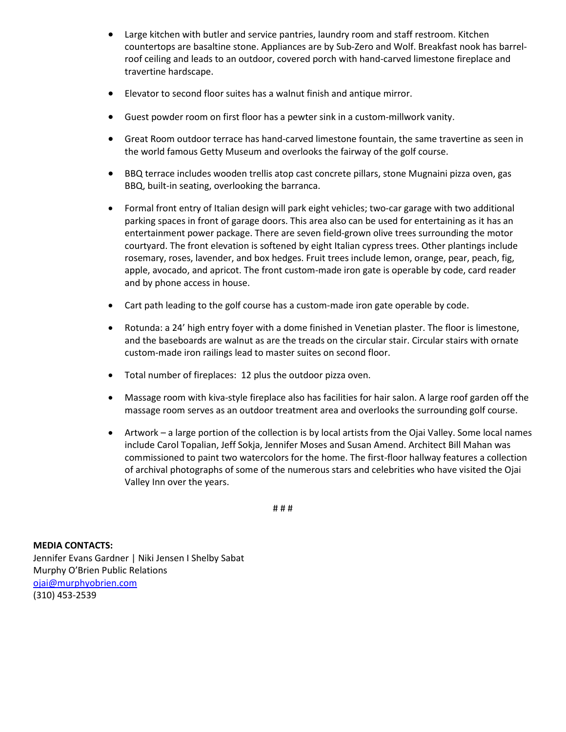- Large kitchen with butler and service pantries, laundry room and staff restroom. Kitchen countertops are basaltine stone. Appliances are by Sub-Zero and Wolf. Breakfast nook has barrel-roof ceiling and leads to an outdoor, covered porch with hand-carved limestone fireplace and travertine hardscape.

- Elevator to second floor suites has a walnut finish and antique mirror.

- Guest powder room on first floor has a pewter sink in a custom-millwork vanity.

- Great Room outdoor terrace has hand-carved limestone fountain, the same travertine as seen in the world famous Getty Museum and overlooks the fairway of the golf course.

- BBQ terrace includes wooden trellis atop cast concrete pillars, stone Mugnaini pizza oven, gas BBQ, built-in seating, overlooking the barranca.

- Formal front entry of Italian design will park eight vehicles; two-car garage with two additional parking spaces in front of garage doors. This area also can be used for entertaining as it has an entertainment power package. There are seven field-grown olive trees surrounding the motor courtyard. The front elevation is softened by eight Italian cypress trees. Other plantings include rosemary, roses, lavender, and box hedges. Fruit trees include lemon, orange, pear, peach, fig, apple, avocado, and apricot. The front custom-made iron gate is operable by code, card reader and by phone access in house.

- Cart path leading to the golf course has a custom-made iron gate operable by code.

- Rotunda: a 24' high entry foyer with a dome finished in Venetian plaster. The floor is limestone, and the baseboards are walnut as are the treads on the circular stair. Circular stairs with ornate custom-made iron railings lead to master suites on second floor.

- Total number of fireplaces: 12 plus the outdoor pizza oven.

- Massage room with kiva-style fireplace also has facilities for hair salon. A large roof garden off the massage room serves as an outdoor treatment area and overlooks the surrounding golf course.

- Artwork – a large portion of the collection is by local artists from the Ojai Valley. Some local names include Carol Topalian, Jeff Sokja, Jennifer Moses and Susan Amend. Architect Bill Mahan was commissioned to paint two watercolors for the home. The first-floor hallway features a collection of archival photographs of some of the numerous stars and celebrities who have visited the Ojai Valley Inn over the years.

# # #

**MEDIA CONTACTS:**
Jennifer Evans Gardner | Niki Jensen I Shelby Sabat
Murphy O'Brien Public Relations
ojai@murphyobrien.com
(310) 453-2539